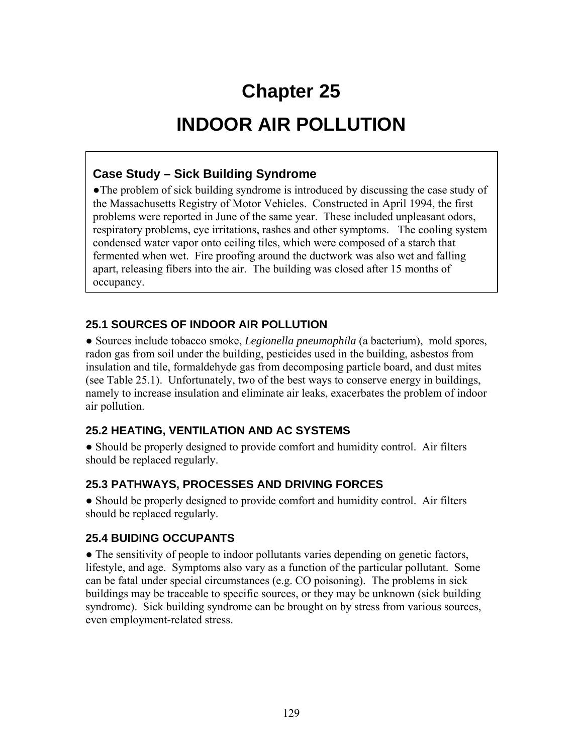# Chapter 25

# INDOOR AIR POLLUTION

### Case Study – Sick Building Syndrome

●The problem of sick building syndrome is introduced by discussing the case study of the Massachusetts Registry of Motor Vehicles. Constructed in April 1994, the first problems were reported in June of the same year. These included unpleasant odors, respiratory problems, eye irritations, rashes and other symptoms. The cooling system condensed water vapor onto ceiling tiles, which were composed of a starch that fermented when wet. Fire proofing around the ductwork was also wet and falling apart, releasing fibers into the air. The building was closed after 15 months of occupancy.

### 25.1 SOURCES OF INDOOR AIR POLLUTION

● Sources include tobacco smoke, *Legionella pneumophila* (a bacterium), mold spores, radon gas from soil under the building, pesticides used in the building, asbestos from insulation and tile, formaldehyde gas from decomposing particle board, and dust mites (see Table 25.1). Unfortunately, two of the best ways to conserve energy in buildings, namely to increase insulation and eliminate air leaks, exacerbates the problem of indoor air pollution.

### 25.2 HEATING, VENTILATION AND AC SYSTEMS

● Should be properly designed to provide comfort and humidity control. Air filters should be replaced regularly.

### 25.3 PATHWAYS, PROCESSES AND DRIVING FORCES

● Should be properly designed to provide comfort and humidity control. Air filters should be replaced regularly.

### 25.4 BUIDING OCCUPANTS

● The sensitivity of people to indoor pollutants varies depending on genetic factors, lifestyle, and age. Symptoms also vary as a function of the particular pollutant. Some can be fatal under special circumstances (e.g. CO poisoning). The problems in sick buildings may be traceable to specific sources, or they may be unknown (sick building syndrome). Sick building syndrome can be brought on by stress from various sources, even employment-related stress.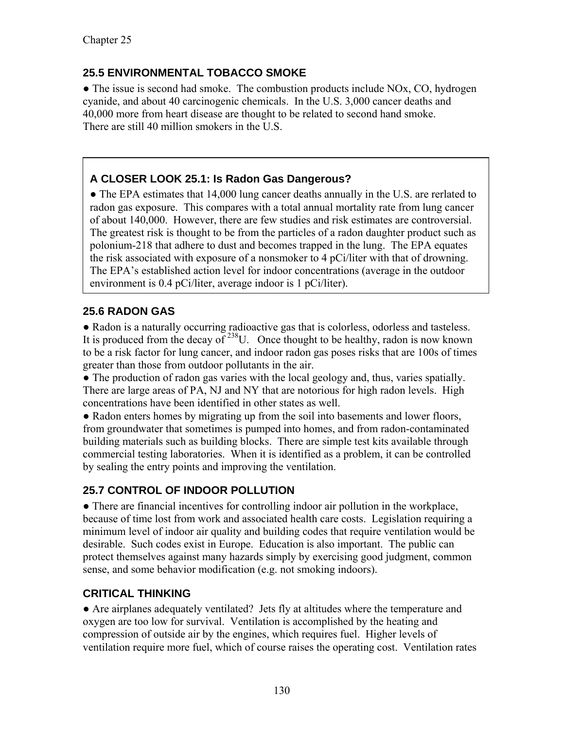## 25.5 ENVIRONMENTAL TOBACCO SMOKE

● The issue is second had smoke. The combustion products include NOx, CO, hydrogen cyanide, and about 40 carcinogenic chemicals. In the U.S. 3,000 cancer deaths and 40,000 more from heart disease are thought to be related to second hand smoke. There are still 40 million smokers in the U.S.

### A CLOSER LOOK 25.1: Is Radon Gas Dangerous?

● The EPA estimates that 14,000 lung cancer deaths annually in the U.S. are rerlated to radon gas exposure. This compares with a total annual mortality rate from lung cancer of about 140,000. However, there are few studies and risk estimates are controversial. The greatest risk is thought to be from the particles of a radon daughter product such as polonium-218 that adhere to dust and becomes trapped in the lung. The EPA equates the risk associated with exposure of a nonsmoker to 4 pCi/liter with that of drowning. The EPA's established action level for indoor concentrations (average in the outdoor environment is 0.4 pCi/liter, average indoor is 1 pCi/liter).

## 25.6 RADON GAS

● Radon is a naturally occurring radioactive gas that is colorless, odorless and tasteless. It is produced from the decay of $^{238}U$. Once thought to be healthy, radon is now known to be a risk factor for lung cancer, and indoor radon gas poses risks that are 100s of times greater than those from outdoor pollutants in the air.

● The production of radon gas varies with the local geology and, thus, varies spatially. There are large areas of PA, NJ and NY that are notorious for high radon levels. High concentrations have been identified in other states as well.

● Radon enters homes by migrating up from the soil into basements and lower floors, from groundwater that sometimes is pumped into homes, and from radon-contaminated building materials such as building blocks. There are simple test kits available through commercial testing laboratories. When it is identified as a problem, it can be controlled by sealing the entry points and improving the ventilation.

## 25.7 CONTROL OF INDOOR POLLUTION

● There are financial incentives for controlling indoor air pollution in the workplace, because of time lost from work and associated health care costs. Legislation requiring a minimum level of indoor air quality and building codes that require ventilation would be desirable. Such codes exist in Europe. Education is also important. The public can protect themselves against many hazards simply by exercising good judgment, common sense, and some behavior modification (e.g. not smoking indoors).

## CRITICAL THINKING

● Are airplanes adequately ventilated? Jets fly at altitudes where the temperature and oxygen are too low for survival. Ventilation is accomplished by the heating and compression of outside air by the engines, which requires fuel. Higher levels of ventilation require more fuel, which of course raises the operating cost. Ventilation rates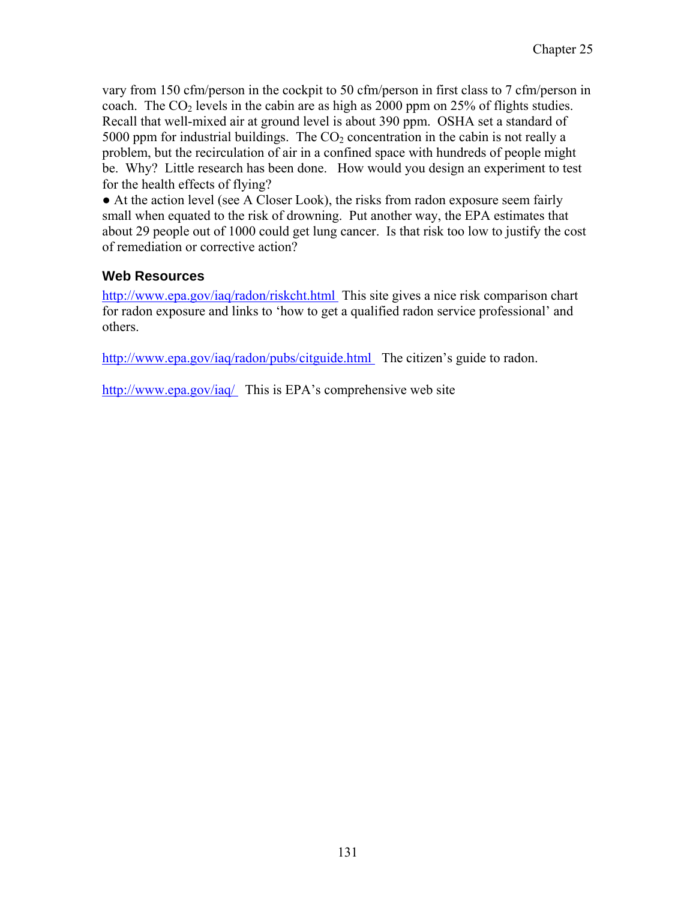vary from 150 cfm/person in the cockpit to 50 cfm/person in first class to 7 cfm/person in coach. The $CO_2$ levels in the cabin are as high as 2000 ppm on 25% of flights studies. Recall that well-mixed air at ground level is about 390 ppm. OSHA set a standard of 5000 ppm for industrial buildings. The $CO_2$ concentration in the cabin is not really a problem, but the recirculation of air in a confined space with hundreds of people might be. Why? Little research has been done. How would you design an experiment to test for the health effects of flying?

- At the action level (see A Closer Look), the risks from radon exposure seem fairly small when equated to the risk of drowning. Put another way, the EPA estimates that about 29 people out of 1000 could get lung cancer. Is that risk too low to justify the cost of remediation or corrective action?

### Web Resources

http://www.epa.gov/iaq/radon/riskcht.html This site gives a nice risk comparison chart for radon exposure and links to 'how to get a qualified radon service professional' and others.

http://www.epa.gov/iaq/radon/pubs/citguide.html The citizen's guide to radon.

http://www.epa.gov/iaq/ This is EPA's comprehensive web site